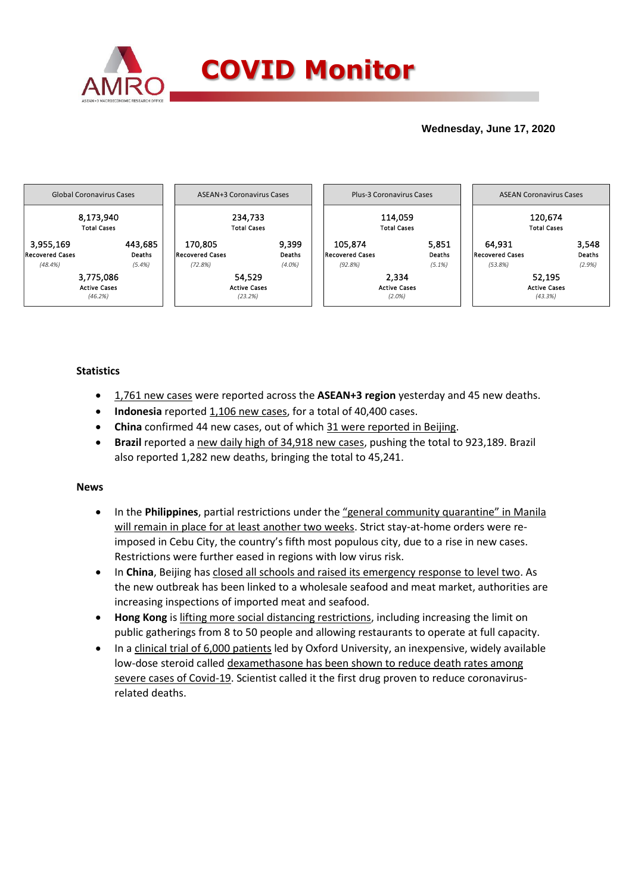# COVID Monitor

**Wednesday, June 17, 2020**

| Global Coronavirus Cases | | ASEAN+3 Coronavirus Cases | | Plus-3 Coronavirus Cases | | ASEAN Coronavirus Cases | |
|---|---|---|---|---|---|---|---|
| 8,173,940 Total Cases | | 234,733 Total Cases | | 114,059 Total Cases | | 120,674 Total Cases | |
| 3,955,169 Recovered Cases (48.4%) | 443,685 Deaths (5.4%) | 170,805 Recovered Cases (72.8%) | 9,399 Deaths (4.0%) | 105,874 Recovered Cases (92.8%) | 5,851 Deaths (5.1%) | 64,931 Recovered Cases (53.8%) | 3,548 Deaths (2.9%) |
| 3,775,086 Active Cases (46.2%) | | 54,529 Active Cases (23.2%) | | 2,334 Active Cases (2.0%) | | 52,195 Active Cases (43.3%) | |

## Statistics

- 1,761 new cases were reported across the **ASEAN+3 region** yesterday and 45 new deaths.
- **Indonesia** reported 1,106 new cases, for a total of 40,400 cases.
- **China** confirmed 44 new cases, out of which 31 were reported in Beijing.
- **Brazil** reported a new daily high of 34,918 new cases, pushing the total to 923,189. Brazil also reported 1,282 new deaths, bringing the total to 45,241.

## News

- In the **Philippines**, partial restrictions under the "general community quarantine" in Manila will remain in place for at least another two weeks. Strict stay-at-home orders were re-imposed in Cebu City, the country's fifth most populous city, due to a rise in new cases. Restrictions were further eased in regions with low virus risk.
- In **China**, Beijing has closed all schools and raised its emergency response to level two. As the new outbreak has been linked to a wholesale seafood and meat market, authorities are increasing inspections of imported meat and seafood.
- **Hong Kong** is lifting more social distancing restrictions, including increasing the limit on public gatherings from 8 to 50 people and allowing restaurants to operate at full capacity.
- In a clinical trial of 6,000 patients led by Oxford University, an inexpensive, widely available low-dose steroid called dexamethasone has been shown to reduce death rates among severe cases of Covid-19. Scientist called it the first drug proven to reduce coronavirus-related deaths.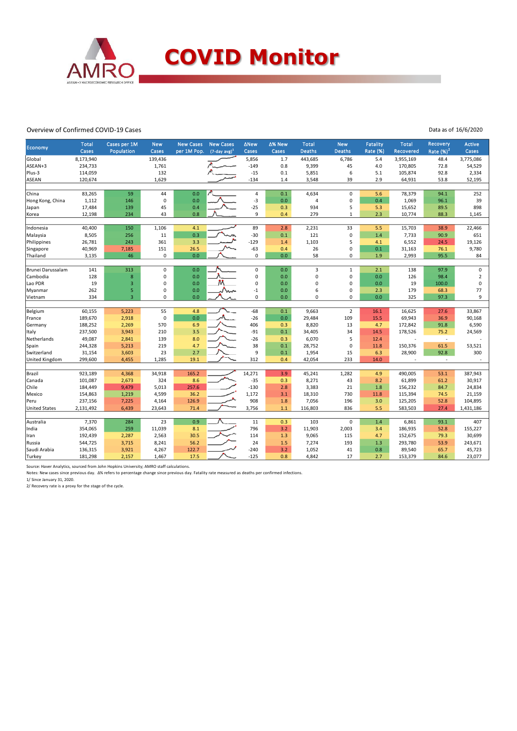# COVID Monitor

Overview of Confirmed COVID-19 Cases

Data as of 16/6/2020

| Economy | Total Cases | Cases per 1M Population | New Cases | New Cases per 1M Pop. | New Cases (7-day avg)[1] | ΔNew Cases | Δ% New Cases | Total Deaths | New Deaths | Fatality Rate (%) | Total Recovered | Recovery Rate (%)[2] | Active Cases |
|---|---|---|---|---|---|---|---|---|---|---|---|---|---|
| Global | 8,173,940 | | 139,436 | | | 5,856 | 1.7 | 443,685 | 6,786 | 5.4 | 3,955,169 | 48.4 | 3,775,086 |
| ASEAN+3 | 234,733 | | 1,761 | | | -149 | 0.8 | 9,399 | 45 | 4.0 | 170,805 | 72.8 | 54,529 |
| Plus-3 | 114,059 | | 132 | | | -15 | 0.1 | 5,851 | 6 | 5.1 | 105,874 | 92.8 | 2,334 |
| ASEAN | 120,674 | | 1,629 | | | -134 | 1.4 | 3,548 | 39 | 2.9 | 64,931 | 53.8 | 52,195 |
| | | | | | | | | | | | | | |
| China | 83,265 | 59 | 44 | 0.0 | | 4 | 0.1 | 4,634 | 0 | 5.6 | 78,379 | 94.1 | 252 |
| Hong Kong, China | 1,112 | 146 | 0 | 0.0 | | -3 | 0.0 | 4 | 0 | 0.4 | 1,069 | 96.1 | 39 |
| Japan | 17,484 | 139 | 45 | 0.4 | | -25 | 0.3 | 934 | 5 | 5.3 | 15,652 | 89.5 | 898 |
| Korea | 12,198 | 234 | 43 | 0.8 | | 9 | 0.4 | 279 | 1 | 2.3 | 10,774 | 88.3 | 1,145 |
| | | | | | | | | | | | | | |
| Indonesia | 40,400 | 150 | 1,106 | 4.1 | | 89 | 2.8 | 2,231 | 33 | 5.5 | 15,703 | 38.9 | 22,466 |
| Malaysia | 8,505 | 256 | 11 | 0.3 | | -30 | 0.1 | 121 | 0 | 1.4 | 7,733 | 90.9 | 651 |
| Philippines | 26,781 | 243 | 361 | 3.3 | | -129 | 1.4 | 1,103 | 5 | 4.1 | 6,552 | 24.5 | 19,126 |
| Singapore | 40,969 | 7,185 | 151 | 26.5 | | -63 | 0.4 | 26 | 0 | 0.1 | 31,163 | 76.1 | 9,780 |
| Thailand | 3,135 | 46 | 0 | 0.0 | | 0 | 0.0 | 58 | 0 | 1.9 | 2,993 | 95.5 | 84 |
| | | | | | | | | | | | | | |
| Brunei Darussalam | 141 | 313 | 0 | 0.0 | | 0 | 0.0 | 3 | 1 | 2.1 | 138 | 97.9 | 0 |
| Cambodia | 128 | 8 | 0 | 0.0 | | 0 | 0.0 | 0 | 0 | 0.0 | 126 | 98.4 | 2 |
| Lao PDR | 19 | 3 | 0 | 0.0 | | 0 | 0.0 | 0 | 0 | 0.0 | 19 | 100.0 | 0 |
| Myanmar | 262 | 5 | 0 | 0.0 | | -1 | 0.0 | 6 | 0 | 2.3 | 179 | 68.3 | 77 |
| Vietnam | 334 | 3 | 0 | 0.0 | | 0 | 0.0 | 0 | 0 | 0.0 | 325 | 97.3 | 9 |
| | | | | | | | | | | | | | |
| Belgium | 60,155 | 5,223 | 55 | 4.8 | | -68 | 0.1 | 9,663 | 2 | 16.1 | 16,625 | 27.6 | 33,867 |
| France | 189,670 | 2,918 | 0 | 0.0 | | -26 | 0.0 | 29,484 | 109 | 15.5 | 69,943 | 36.9 | 90,168 |
| Germany | 188,252 | 2,269 | 570 | 6.9 | | 406 | 0.3 | 8,820 | 13 | 4.7 | 172,842 | 91.8 | 6,590 |
| Italy | 237,500 | 3,943 | 210 | 3.5 | | -91 | 0.1 | 34,405 | 34 | 14.5 | 178,526 | 75.2 | 24,569 |
| Netherlands | 49,087 | 2,841 | 139 | 8.0 | | -26 | 0.3 | 6,070 | 5 | 12.4 | - | - | - |
| Spain | 244,328 | 5,213 | 219 | 4.7 | | 38 | 0.1 | 28,752 | 0 | 11.8 | 150,376 | 61.5 | 53,521 |
| Switzerland | 31,154 | 3,603 | 23 | 2.7 | | 9 | 0.1 | 1,954 | 15 | 6.3 | 28,900 | 92.8 | 300 |
| United Kingdom | 299,600 | 4,455 | 1,285 | 19.1 | | 312 | 0.4 | 42,054 | 233 | 14.0 | - | - | - |
| | | | | | | | | | | | | | |
| Brazil | 923,189 | 4,368 | 34,918 | 165.2 | | 14,271 | 3.9 | 45,241 | 1,282 | 4.9 | 490,005 | 53.1 | 387,943 |
| Canada | 101,087 | 2,673 | 324 | 8.6 | | -35 | 0.3 | 8,271 | 43 | 8.2 | 61,899 | 61.2 | 30,917 |
| Chile | 184,449 | 9,479 | 5,013 | 257.6 | | -130 | 2.8 | 3,383 | 21 | 1.8 | 156,232 | 84.7 | 24,834 |
| Mexico | 154,863 | 1,219 | 4,599 | 36.2 | | 1,172 | 3.1 | 18,310 | 730 | 11.8 | 115,394 | 74.5 | 21,159 |
| Peru | 237,156 | 7,225 | 4,164 | 126.9 | | 908 | 1.8 | 7,056 | 196 | 3.0 | 125,205 | 52.8 | 104,895 |
| United States | 2,131,492 | 6,439 | 23,643 | 71.4 | | 3,756 | 1.1 | 116,803 | 836 | 5.5 | 583,503 | 27.4 | 1,431,186 |
| | | | | | | | | | | | | | |
| Australia | 7,370 | 284 | 23 | 0.9 | | 11 | 0.3 | 103 | 0 | 1.4 | 6,861 | 93.1 | 407 |
| India | 354,065 | 259 | 11,039 | 8.1 | | 796 | 3.2 | 11,903 | 2,003 | 3.4 | 186,935 | 52.8 | 155,227 |
| Iran | 192,439 | 2,287 | 2,563 | 30.5 | | 114 | 1.3 | 9,065 | 115 | 4.7 | 152,675 | 79.3 | 30,699 |
| Russia | 544,725 | 3,715 | 8,241 | 56.2 | | 24 | 1.5 | 7,274 | 193 | 1.3 | 293,780 | 53.9 | 243,671 |
| Saudi Arabia | 136,315 | 3,921 | 4,267 | 122.7 | | -240 | 3.2 | 1,052 | 41 | 0.8 | 89,540 | 65.7 | 45,723 |
| Turkey | 181,298 | 2,157 | 1,467 | 17.5 | | -125 | 0.8 | 4,842 | 17 | 2.7 | 153,379 | 84.6 | 23,077 |

Source: Haver Analytics, sourced from John Hopkins University; AMRO staff calculations.

Notes: New cases since previous day. Δ% refers to percentage change since previous day. Fatality rate measured as deaths per confirmed infections.

1/ Since January 31, 2020.

2/ Recovery rate is a proxy for the stage of the cycle.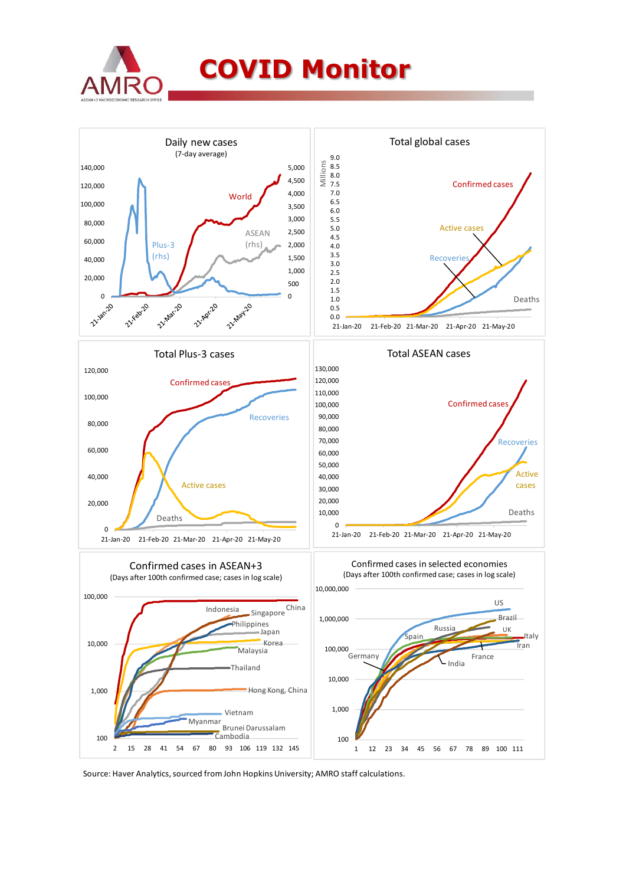# COVID Monitor

AMRO

ASEAN+3 MACROECONOMIC RESEARCH OFFICE

## Daily new cases

(7-day average)

140,000
120,000
100,000
80,000
60,000
40,000
20,000
0

5,000
4,500
4,000
3,500
3,000
2,500
2,000
1,500
1,000
500
0

World

ASEAN (rhs)

Plus-3 (rhs)

21-Jan-20
21-Feb-20
21-Mar-20
21-Apr-20
21-May-20

## Total global cases

Millions

9.0
8.5
8.0
7.5
7.0
6.5
6.0
5.5
5.0
4.5
4.0
3.5
3.0
2.5
2.0
1.5
1.0
0.5
0.0

Confirmed cases

Active cases

Recoveries

Deaths

21-Jan-20
21-Feb-20
21-Mar-20
21-Apr-20
21-May-20

## Total Plus-3 cases

120,000
100,000
80,000
60,000
40,000
20,000
0

Confirmed cases

Recoveries

Active cases

Deaths

21-Jan-20
21-Feb-20
21-Mar-20
21-Apr-20
21-May-20

## Total ASEAN cases

130,000
120,000
110,000
100,000
90,000
80,000
70,000
60,000
50,000
40,000
30,000
20,000
10,000
0

Confirmed cases

Recoveries

Active cases

Deaths

21-Jan-20
21-Feb-20
21-Mar-20
21-Apr-20
21-May-20

## Confirmed cases in ASEAN+3

(Days after 100th confirmed case; cases in log scale)

100,000
10,000
1,000
100

China
Indonesia
Singapore
Philippines
Japan
Korea
Malaysia
Thailand
Hong Kong, China
Vietnam
Myanmar
Brunei Darussalam
Cambodia

2
15
28
41
54
67
80
93
106
119
132
145

## Confirmed cases in selected economies

(Days after 100th confirmed case; cases in log scale)

10,000,000
1,000,000
100,000
10,000
1,000
100

US
Brazil
UK
Italy
Iran
Russia
Spain
Germany
France
India

1
12
23
34
45
56
67
78
89
100
111

Source: Haver Analytics, sourced from John Hopkins University; AMRO staff calculations.